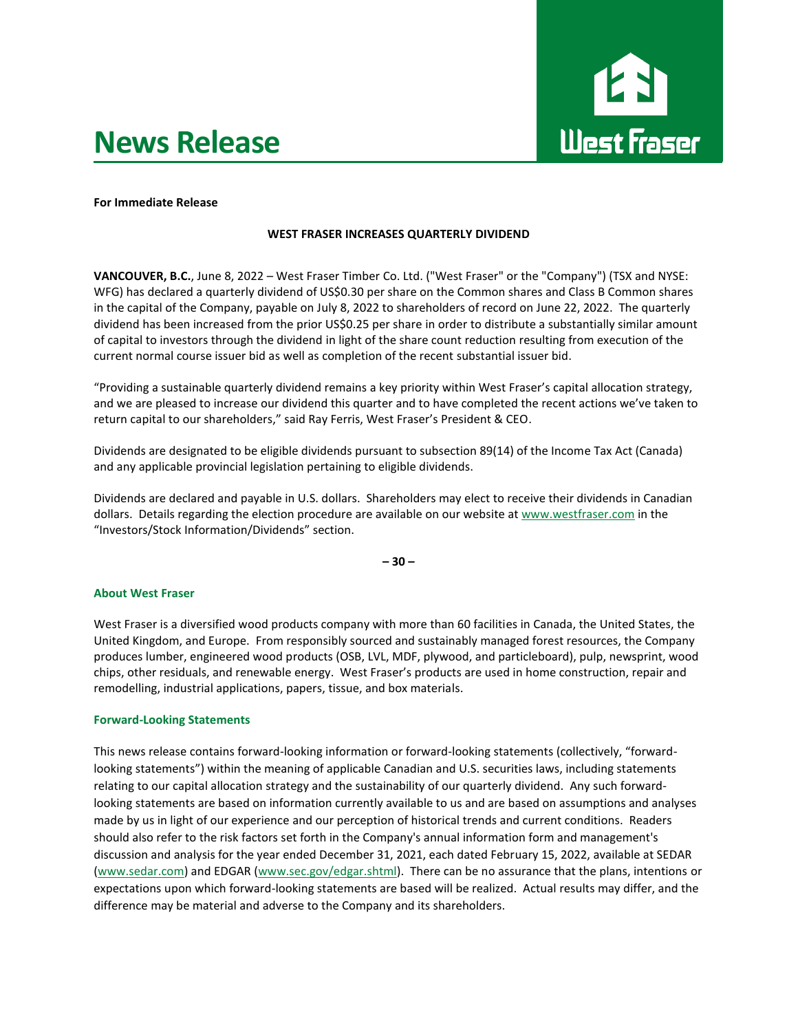# News Release

West Fraser

**For Immediate Release**

**WEST FRASER INCREASES QUARTERLY DIVIDEND**

**VANCOUVER, B.C.**, June 8, 2022 – West Fraser Timber Co. Ltd. ("West Fraser" or the "Company") (TSX and NYSE: WFG) has declared a quarterly dividend of US$0.30 per share on the Common shares and Class B Common shares in the capital of the Company, payable on July 8, 2022 to shareholders of record on June 22, 2022. The quarterly dividend has been increased from the prior US$0.25 per share in order to distribute a substantially similar amount of capital to investors through the dividend in light of the share count reduction resulting from execution of the current normal course issuer bid as well as completion of the recent substantial issuer bid.

"Providing a sustainable quarterly dividend remains a key priority within West Fraser's capital allocation strategy, and we are pleased to increase our dividend this quarter and to have completed the recent actions we've taken to return capital to our shareholders," said Ray Ferris, West Fraser's President & CEO.

Dividends are designated to be eligible dividends pursuant to subsection 89(14) of the Income Tax Act (Canada) and any applicable provincial legislation pertaining to eligible dividends.

Dividends are declared and payable in U.S. dollars. Shareholders may elect to receive their dividends in Canadian dollars. Details regarding the election procedure are available on our website at www.westfraser.com in the "Investors/Stock Information/Dividends" section.

**– 30 –**

### About West Fraser

West Fraser is a diversified wood products company with more than 60 facilities in Canada, the United States, the United Kingdom, and Europe. From responsibly sourced and sustainably managed forest resources, the Company produces lumber, engineered wood products (OSB, LVL, MDF, plywood, and particleboard), pulp, newsprint, wood chips, other residuals, and renewable energy. West Fraser's products are used in home construction, repair and remodelling, industrial applications, papers, tissue, and box materials.

### Forward-Looking Statements

This news release contains forward-looking information or forward-looking statements (collectively, "forward-looking statements") within the meaning of applicable Canadian and U.S. securities laws, including statements relating to our capital allocation strategy and the sustainability of our quarterly dividend. Any such forward-looking statements are based on information currently available to us and are based on assumptions and analyses made by us in light of our experience and our perception of historical trends and current conditions. Readers should also refer to the risk factors set forth in the Company's annual information form and management's discussion and analysis for the year ended December 31, 2021, each dated February 15, 2022, available at SEDAR (www.sedar.com) and EDGAR (www.sec.gov/edgar.shtml). There can be no assurance that the plans, intentions or expectations upon which forward-looking statements are based will be realized. Actual results may differ, and the difference may be material and adverse to the Company and its shareholders.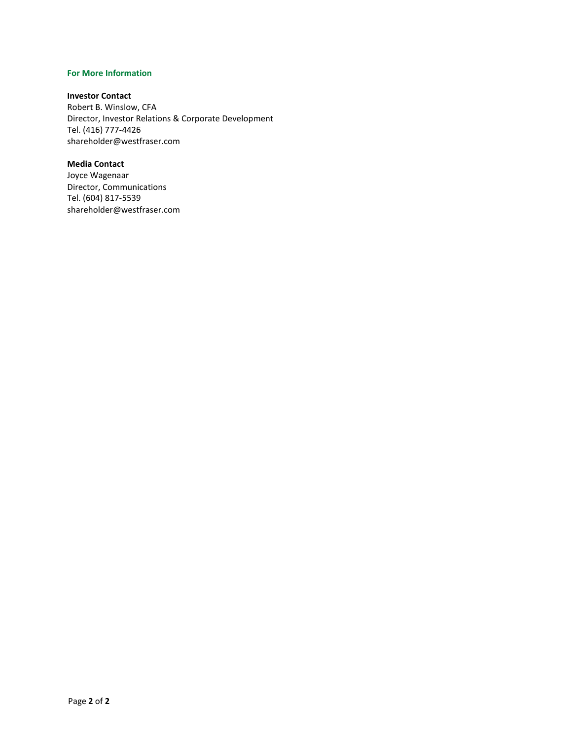## For More Information

**Investor Contact**
Robert B. Winslow, CFA
Director, Investor Relations & Corporate Development
Tel. (416) 777-4426
shareholder@westfraser.com

**Media Contact**
Joyce Wagenaar
Director, Communications
Tel. (604) 817-5539
shareholder@westfraser.com